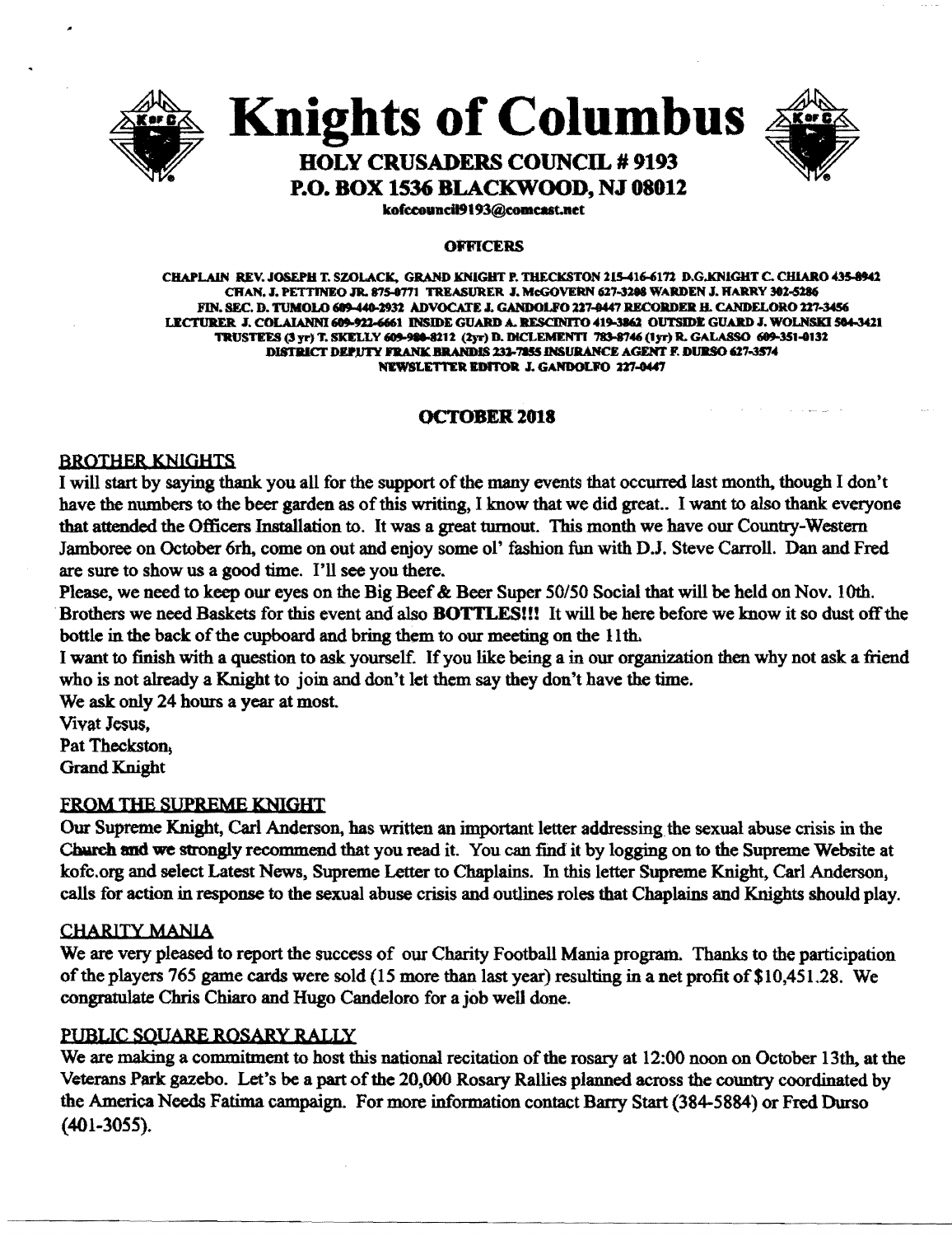# Knights of Columbus

## HOLY CRUSADERS COUNCIL # 9193

## P.O. BOX 1536 BLACKWOOD, NJ 08012

kofccouncil9193@comcast.net

**OFFICERS**

**CHAPLAIN REV. JOSEPH T. SZOLACK, GRAND KNIGHT P. THECKSTON 215-416-6172 D.G.KNIGHT C. CHIARO 435-8942**
**CHAN. J. PETTINEO JR. 875-0771 TREASURER J. McGOVERN 627-3208 WARDEN J. HARRY 302-5286**
**FIN. SEC. D. TUMOLO 609-440-2932 ADVOCATE J. GANDOLFO 227-0447 RECORDER H. CANDELORO 227-3456**
**LECTURER J. COLAIANNI 609-922-6661 INSIDE GUARD A. RESCINITO 419-3862 OUTSIDE GUARD J. WOLNSKI 504-3421**
**TRUSTEES (3 yr) T. SKELLY 609-980-8212 (2yr) D. DICLEMENTI 783-8746 (1yr) R. GALASSO 609-351-0132**
**DISTRICT DEPUTY FRANK BRANDIS 232-7855 INSURANCE AGENT F. DURSO 627-3574**
**NEWSLETTER EDITOR J. GANDOLFO 227-0447**

**OCTOBER 2018**

## BROTHER KNIGHTS

I will start by saying thank you all for the support of the many events that occurred last month, though I don't have the numbers to the beer garden as of this writing, I know that we did great.. I want to also thank everyone that attended the Officers Installation to. It was a great turnout. This month we have our Country-Western Jamboree on October 6rh, come on out and enjoy some ol' fashion fun with D.J. Steve Carroll. Dan and Fred are sure to show us a good time. I'll see you there.

Please, we need to keep our eyes on the Big Beef & Beer Super 50/50 Social that will be held on Nov. 10th. Brothers we need Baskets for this event and also **BOTTLES!!!** It will be here before we know it so dust off the bottle in the back of the cupboard and bring them to our meeting on the 11th.

I want to finish with a question to ask yourself. If you like being a in our organization then why not ask a friend who is not already a Knight to join and don't let them say they don't have the time.

We ask only 24 hours a year at most.

Vivat Jesus,
Pat Theckston,
Grand Knight

## FROM THE SUPREME KNIGHT

Our Supreme Knight, Carl Anderson, has written an important letter addressing the sexual abuse crisis in the Church and we strongly recommend that you read it. You can find it by logging on to the Supreme Website at kofc.org and select Latest News, Supreme Letter to Chaplains. In this letter Supreme Knight, Carl Anderson, calls for action in response to the sexual abuse crisis and outlines roles that Chaplains and Knights should play.

## CHARITY MANIA

We are very pleased to report the success of our Charity Football Mania program. Thanks to the participation of the players 765 game cards were sold (15 more than last year) resulting in a net profit of $10,451.28. We congratulate Chris Chiaro and Hugo Candeloro for a job well done.

## PUBLIC SQUARE ROSARY RALLY

We are making a commitment to host this national recitation of the rosary at 12:00 noon on October 13th, at the Veterans Park gazebo. Let's be a part of the 20,000 Rosary Rallies planned across the country coordinated by the America Needs Fatima campaign. For more information contact Barry Start (384-5884) or Fred Durso (401-3055).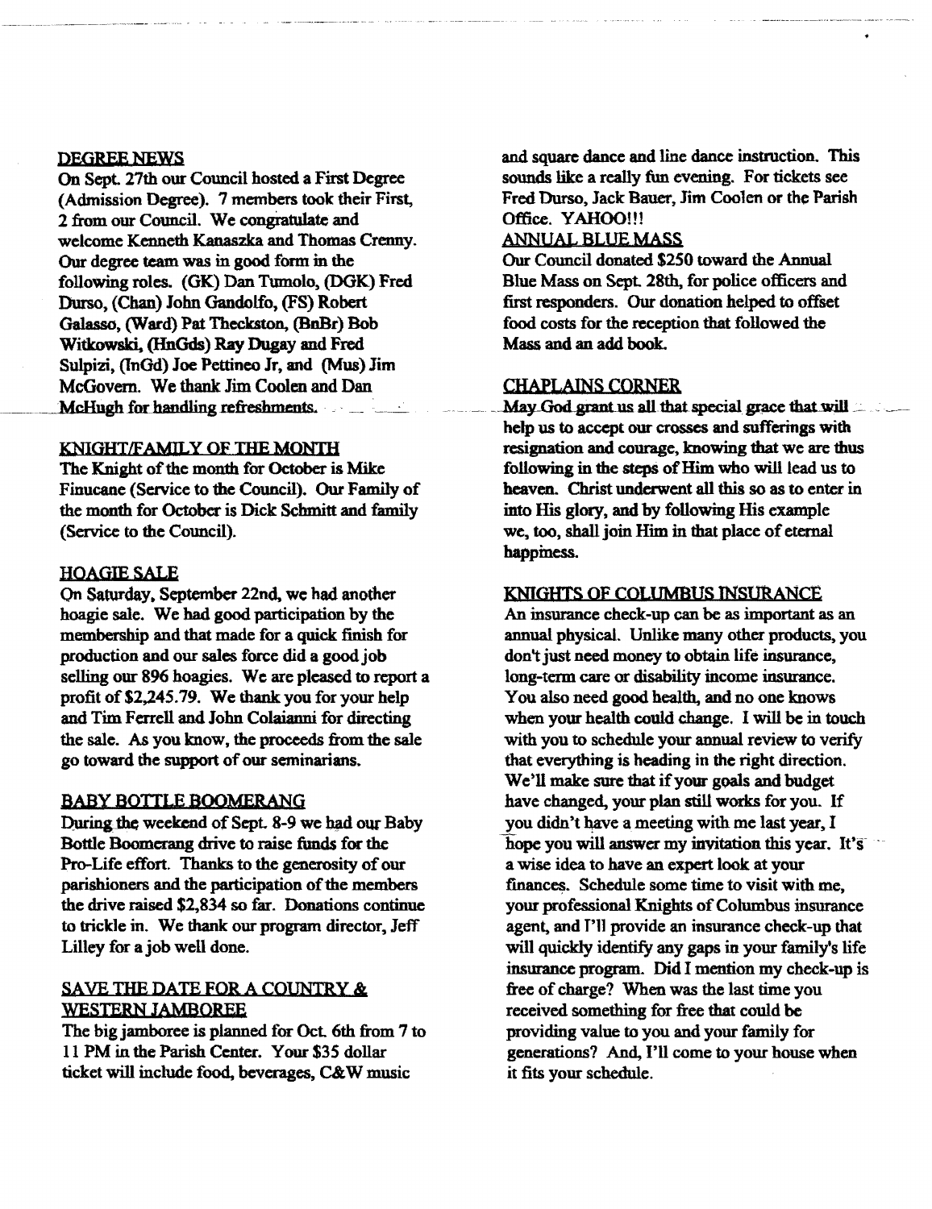## DEGREE NEWS

On Sept. 27th our Council hosted a First Degree (Admission Degree). 7 members took their First, 2 from our Council. We congratulate and welcome Kenneth Kanaszka and Thomas Crenny. Our degree team was in good form in the following roles. (GK) Dan Tumolo, (DGK) Fred Durso, (Chan) John Gandolfo, (FS) Robert Galasso, (Ward) Pat Theckston, (BnBr) Bob Witkowski, (HnGds) Ray Dugay and Fred Sulpizi, (InGd) Joe Pettineo Jr, and (Mus) Jim McGovern. We thank Jim Coolen and Dan McHugh for handling refreshments.

## KNIGHT/FAMILY OF THE MONTH

The Knight of the month for October is Mike Finucane (Service to the Council). Our Family of the month for October is Dick Schmitt and family (Service to the Council).

## HOAGIE SALE

On Saturday, September 22nd, we had another hoagie sale. We had good participation by the membership and that made for a quick finish for production and our sales force did a good job selling our 896 hoagies. We are pleased to report a profit of $2,245.79. We thank you for your help and Tim Ferrell and John Colaianni for directing the sale. As you know, the proceeds from the sale go toward the support of our seminarians.

## BABY BOTTLE BOOMERANG

During the weekend of Sept. 8-9 we had our Baby Bottle Boomerang drive to raise funds for the Pro-Life effort. Thanks to the generosity of our parishioners and the participation of the members the drive raised $2,834 so far. Donations continue to trickle in. We thank our program director, Jeff Lilley for a job well done.

## SAVE THE DATE FOR A COUNTRY & WESTERN JAMBOREE

The big jamboree is planned for Oct. 6th from 7 to 11 PM in the Parish Center. Your $35 dollar ticket will include food, beverages, C&W music and square dance and line dance instruction. This sounds like a really fun evening. For tickets see Fred Durso, Jack Bauer, Jim Coolen or the Parish Office. YAHOO!!!

## ANNUAL BLUE MASS

Our Council donated $250 toward the Annual Blue Mass on Sept. 28th, for police officers and first responders. Our donation helped to offset food costs for the reception that followed the Mass and an add book.

## CHAPLAINS CORNER

May God grant us all that special grace that will help us to accept our crosses and sufferings with resignation and courage, knowing that we are thus following in the steps of Him who will lead us to heaven. Christ underwent all this so as to enter in into His glory, and by following His example we, too, shall join Him in that place of eternal happiness.

## KNIGHTS OF COLUMBUS INSURANCE

An insurance check-up can be as important as an annual physical. Unlike many other products, you don't just need money to obtain life insurance, long-term care or disability income insurance. You also need good health, and no one knows when your health could change. I will be in touch with you to schedule your annual review to verify that everything is heading in the right direction. We'll make sure that if your goals and budget have changed, your plan still works for you. If you didn't have a meeting with me last year, I hope you will answer my invitation this year. It's a wise idea to have an expert look at your finances. Schedule some time to visit with me, your professional Knights of Columbus insurance agent, and I'll provide an insurance check-up that will quickly identify any gaps in your family's life insurance program. Did I mention my check-up is free of charge? When was the last time you received something for free that could be providing value to you and your family for generations? And, I'll come to your house when it fits your schedule.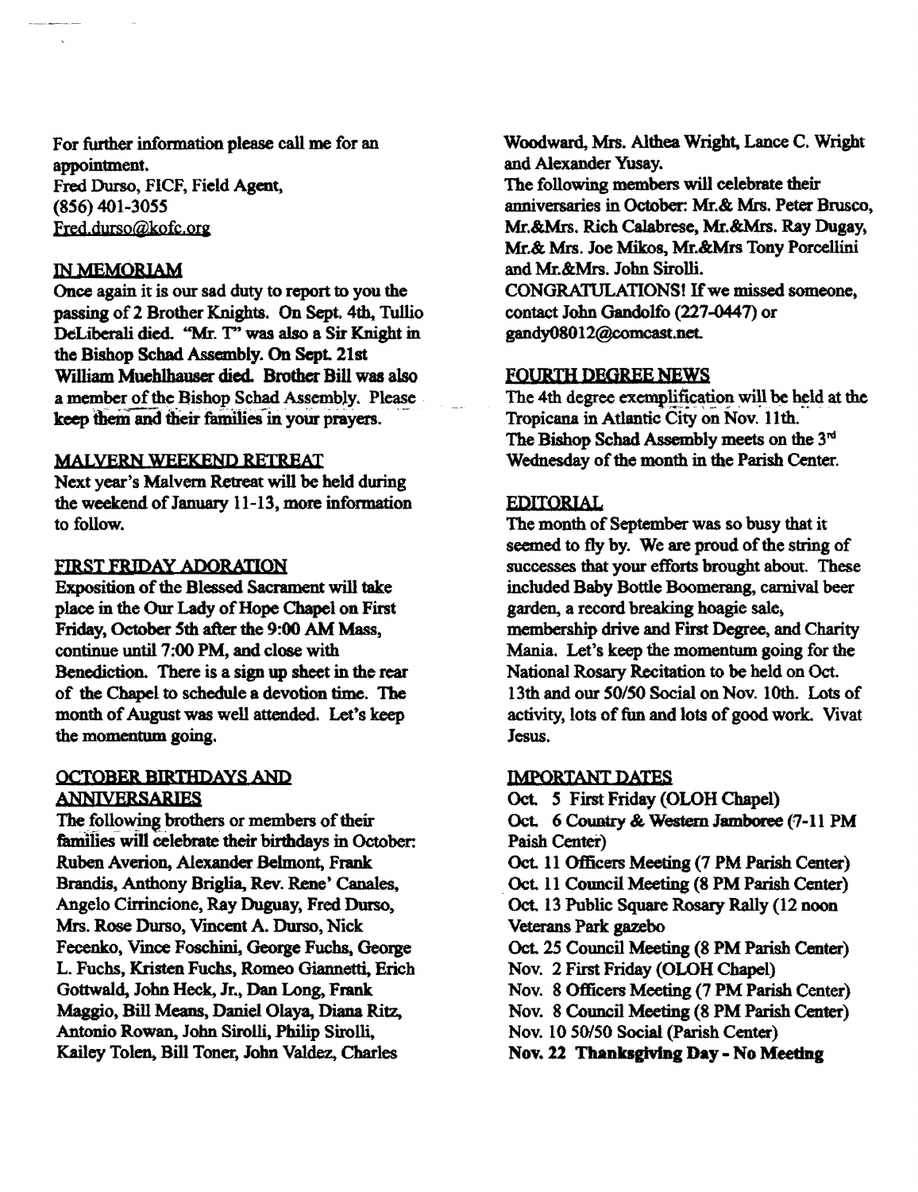For further information please call me for an appointment.
Fred Durso, FICF, Field Agent,
(856) 401-3055
Fred.durso@kofc.org

## IN MEMORIAM

Once again it is our sad duty to report to you the passing of 2 Brother Knights. On Sept. 4th, Tullio DeLiberali died. "Mr. T" was also a Sir Knight in the Bishop Schad Assembly. On Sept. 21st William Muehlhauser died. Brother Bill was also a member of the Bishop Schad Assembly. Please keep them and their families in your prayers.

## MALVERN WEEKEND RETREAT

Next year's Malvern Retreat will be held during the weekend of January 11-13, more information to follow.

## FIRST FRIDAY ADORATION

Exposition of the Blessed Sacrament will take place in the Our Lady of Hope Chapel on First Friday, October 5th after the 9:00 AM Mass, continue until 7:00 PM, and close with Benediction. There is a sign up sheet in the rear of the Chapel to schedule a devotion time. The month of August was well attended. Let's keep the momentum going.

## OCTOBER BIRTHDAYS AND ANNIVERSARIES

The following brothers or members of their families will celebrate their birthdays in October: Ruben Averion, Alexander Belmont, Frank Brandis, Anthony Briglia, Rev. Rene' Canales, Angelo Cirrincione, Ray Duguay, Fred Durso, Mrs. Rose Durso, Vincent A. Durso, Nick Fecenko, Vince Foschini, George Fuchs, George L. Fuchs, Kristen Fuchs, Romeo Giannetti, Erich Gottwald, John Heck, Jr., Dan Long, Frank Maggio, Bill Means, Daniel Olaya, Diana Ritz, Antonio Rowan, John Sirolli, Philip Sirolli, Kailey Tolen, Bill Toner, John Valdez, Charles Woodward, Mrs. Althea Wright, Lance C. Wright and Alexander Yusay.

The following members will celebrate their anniversaries in October: Mr.& Mrs. Peter Brusco, Mr.&Mrs. Rich Calabrese, Mr.&Mrs. Ray Dugay, Mr.& Mrs. Joe Mikos, Mr.&Mrs Tony Porcellini and Mr.&Mrs. John Sirolli.

CONGRATULATIONS! If we missed someone, contact John Gandolfo (227-0447) or gandy08012@comcast.net.

## FOURTH DEGREE NEWS

The 4th degree exemplification will be held at the Tropicana in Atlantic City on Nov. 11th.

The Bishop Schad Assembly meets on the 3rd Wednesday of the month in the Parish Center.

## EDITORIAL

The month of September was so busy that it seemed to fly by. We are proud of the string of successes that your efforts brought about. These included Baby Bottle Boomerang, carnival beer garden, a record breaking hoagie sale, membership drive and First Degree, and Charity Mania. Let's keep the momentum going for the National Rosary Recitation to be held on Oct. 13th and our 50/50 Social on Nov. 10th. Lots of activity, lots of fun and lots of good work. Vivat Jesus.

## IMPORTANT DATES

Oct. 5 First Friday (OLOH Chapel)
Oct. 6 Country & Western Jamboree (7-11 PM Paish Center)
Oct. 11 Officers Meeting (7 PM Parish Center)
Oct. 11 Council Meeting (8 PM Parish Center)
Oct. 13 Public Square Rosary Rally (12 noon Veterans Park gazebo
Oct. 25 Council Meeting (8 PM Parish Center)
Nov. 2 First Friday (OLOH Chapel)
Nov. 8 Officers Meeting (7 PM Parish Center)
Nov. 8 Council Meeting (8 PM Parish Center)
Nov. 10 50/50 Social (Parish Center)
**Nov. 22 Thanksgiving Day - No Meeting**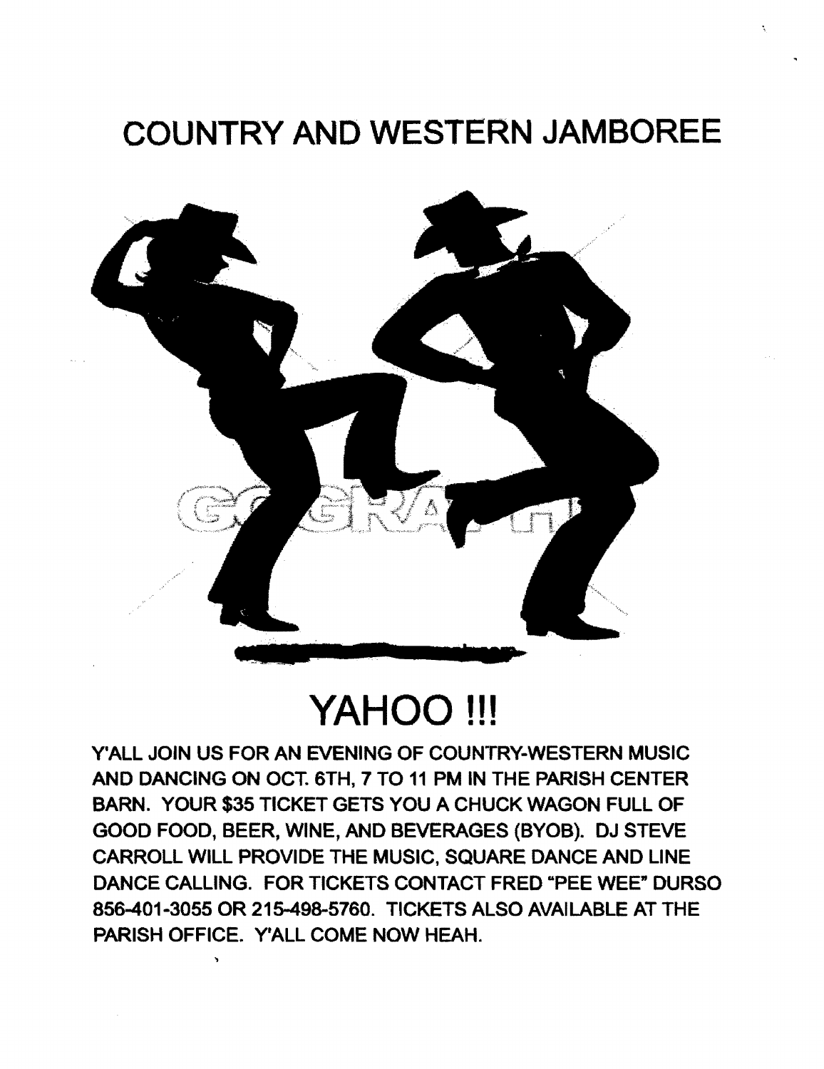# COUNTRY AND WESTERN JAMBOREE

# YAHOO !!!

Y'ALL JOIN US FOR AN EVENING OF COUNTRY-WESTERN MUSIC AND DANCING ON OCT. 6TH, 7 TO 11 PM IN THE PARISH CENTER BARN. YOUR $35 TICKET GETS YOU A CHUCK WAGON FULL OF GOOD FOOD, BEER, WINE, AND BEVERAGES (BYOB). DJ STEVE CARROLL WILL PROVIDE THE MUSIC, SQUARE DANCE AND LINE DANCE CALLING. FOR TICKETS CONTACT FRED "PEE WEE" DURSO 856-401-3055 OR 215-498-5760. TICKETS ALSO AVAILABLE AT THE PARISH OFFICE. Y'ALL COME NOW HEAH.